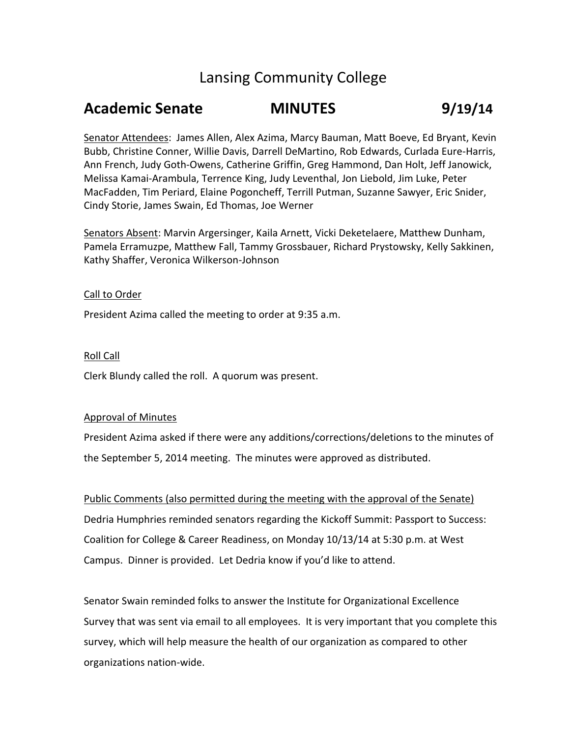# Lansing Community College

## Academic Senate MINUTES 9/19/14

Senator Attendees: James Allen, Alex Azima, Marcy Bauman, Matt Boeve, Ed Bryant, Kevin Bubb, Christine Conner, Willie Davis, Darrell DeMartino, Rob Edwards, Curlada Eure-Harris, Ann French, Judy Goth-Owens, Catherine Griffin, Greg Hammond, Dan Holt, Jeff Janowick, Melissa Kamai-Arambula, Terrence King, Judy Leventhal, Jon Liebold, Jim Luke, Peter MacFadden, Tim Periard, Elaine Pogoncheff, Terrill Putman, Suzanne Sawyer, Eric Snider, Cindy Storie, James Swain, Ed Thomas, Joe Werner

Senators Absent: Marvin Argersinger, Kaila Arnett, Vicki Deketelaere, Matthew Dunham, Pamela Erramuzpe, Matthew Fall, Tammy Grossbauer, Richard Prystowsky, Kelly Sakkinen, Kathy Shaffer, Veronica Wilkerson-Johnson

### Call to Order

President Azima called the meeting to order at 9:35 a.m.

### Roll Call

Clerk Blundy called the roll. A quorum was present.

### Approval of Minutes

President Azima asked if there were any additions/corrections/deletions to the minutes of the September 5, 2014 meeting. The minutes were approved as distributed.

### Public Comments (also permitted during the meeting with the approval of the Senate)

Dedria Humphries reminded senators regarding the Kickoff Summit: Passport to Success: Coalition for College & Career Readiness, on Monday 10/13/14 at 5:30 p.m. at West Campus. Dinner is provided. Let Dedria know if you'd like to attend.

Senator Swain reminded folks to answer the Institute for Organizational Excellence Survey that was sent via email to all employees. It is very important that you complete this survey, which will help measure the health of our organization as compared to other organizations nation-wide.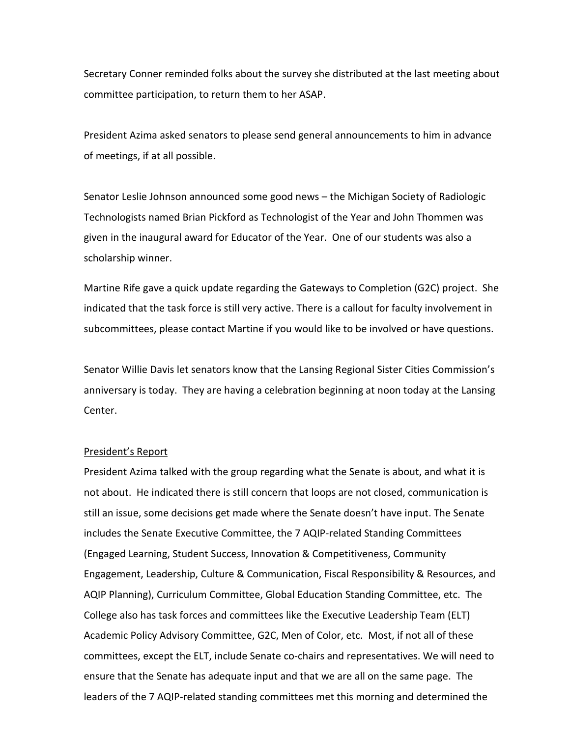Secretary Conner reminded folks about the survey she distributed at the last meeting about committee participation, to return them to her ASAP.

President Azima asked senators to please send general announcements to him in advance of meetings, if at all possible.

Senator Leslie Johnson announced some good news – the Michigan Society of Radiologic Technologists named Brian Pickford as Technologist of the Year and John Thommen was given in the inaugural award for Educator of the Year. One of our students was also a scholarship winner.

Martine Rife gave a quick update regarding the Gateways to Completion (G2C) project. She indicated that the task force is still very active. There is a callout for faculty involvement in subcommittees, please contact Martine if you would like to be involved or have questions.

Senator Willie Davis let senators know that the Lansing Regional Sister Cities Commission's anniversary is today. They are having a celebration beginning at noon today at the Lansing Center.

<u>President's Report</u>

President Azima talked with the group regarding what the Senate is about, and what it is not about. He indicated there is still concern that loops are not closed, communication is still an issue, some decisions get made where the Senate doesn't have input. The Senate includes the Senate Executive Committee, the 7 AQIP-related Standing Committees (Engaged Learning, Student Success, Innovation & Competitiveness, Community Engagement, Leadership, Culture & Communication, Fiscal Responsibility & Resources, and AQIP Planning), Curriculum Committee, Global Education Standing Committee, etc. The College also has task forces and committees like the Executive Leadership Team (ELT) Academic Policy Advisory Committee, G2C, Men of Color, etc. Most, if not all of these committees, except the ELT, include Senate co-chairs and representatives. We will need to ensure that the Senate has adequate input and that we are all on the same page. The leaders of the 7 AQIP-related standing committees met this morning and determined the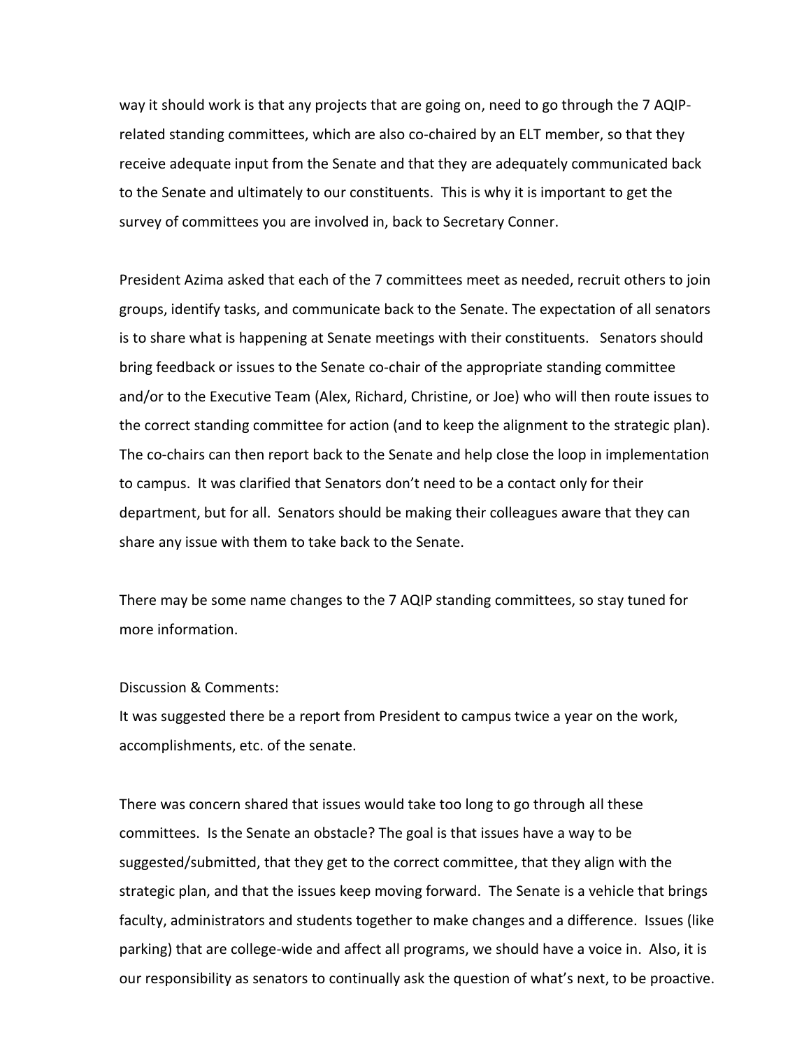way it should work is that any projects that are going on, need to go through the 7 AQIP-related standing committees, which are also co-chaired by an ELT member, so that they receive adequate input from the Senate and that they are adequately communicated back to the Senate and ultimately to our constituents. This is why it is important to get the survey of committees you are involved in, back to Secretary Conner.

President Azima asked that each of the 7 committees meet as needed, recruit others to join groups, identify tasks, and communicate back to the Senate. The expectation of all senators is to share what is happening at Senate meetings with their constituents. Senators should bring feedback or issues to the Senate co-chair of the appropriate standing committee and/or to the Executive Team (Alex, Richard, Christine, or Joe) who will then route issues to the correct standing committee for action (and to keep the alignment to the strategic plan). The co-chairs can then report back to the Senate and help close the loop in implementation to campus. It was clarified that Senators don't need to be a contact only for their department, but for all. Senators should be making their colleagues aware that they can share any issue with them to take back to the Senate.

There may be some name changes to the 7 AQIP standing committees, so stay tuned for more information.

Discussion & Comments:
It was suggested there be a report from President to campus twice a year on the work, accomplishments, etc. of the senate.

There was concern shared that issues would take too long to go through all these committees. Is the Senate an obstacle? The goal is that issues have a way to be suggested/submitted, that they get to the correct committee, that they align with the strategic plan, and that the issues keep moving forward. The Senate is a vehicle that brings faculty, administrators and students together to make changes and a difference. Issues (like parking) that are college-wide and affect all programs, we should have a voice in. Also, it is our responsibility as senators to continually ask the question of what's next, to be proactive.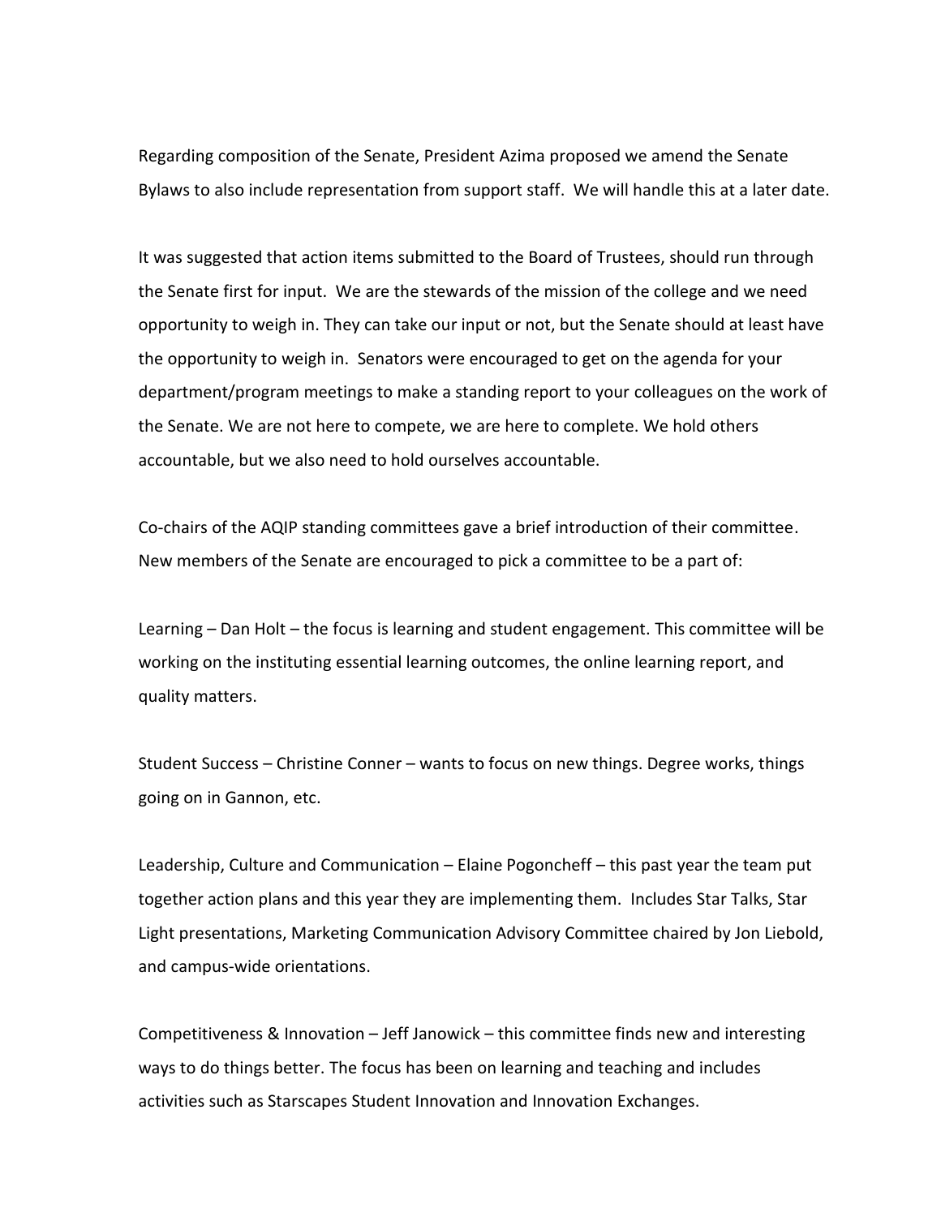Regarding composition of the Senate, President Azima proposed we amend the Senate Bylaws to also include representation from support staff. We will handle this at a later date.

It was suggested that action items submitted to the Board of Trustees, should run through the Senate first for input. We are the stewards of the mission of the college and we need opportunity to weigh in. They can take our input or not, but the Senate should at least have the opportunity to weigh in. Senators were encouraged to get on the agenda for your department/program meetings to make a standing report to your colleagues on the work of the Senate. We are not here to compete, we are here to complete. We hold others accountable, but we also need to hold ourselves accountable.

Co-chairs of the AQIP standing committees gave a brief introduction of their committee. New members of the Senate are encouraged to pick a committee to be a part of:

Learning – Dan Holt – the focus is learning and student engagement. This committee will be working on the instituting essential learning outcomes, the online learning report, and quality matters.

Student Success – Christine Conner – wants to focus on new things. Degree works, things going on in Gannon, etc.

Leadership, Culture and Communication – Elaine Pogoncheff – this past year the team put together action plans and this year they are implementing them. Includes Star Talks, Star Light presentations, Marketing Communication Advisory Committee chaired by Jon Liebold, and campus-wide orientations.

Competitiveness & Innovation – Jeff Janowick – this committee finds new and interesting ways to do things better. The focus has been on learning and teaching and includes activities such as Starscapes Student Innovation and Innovation Exchanges.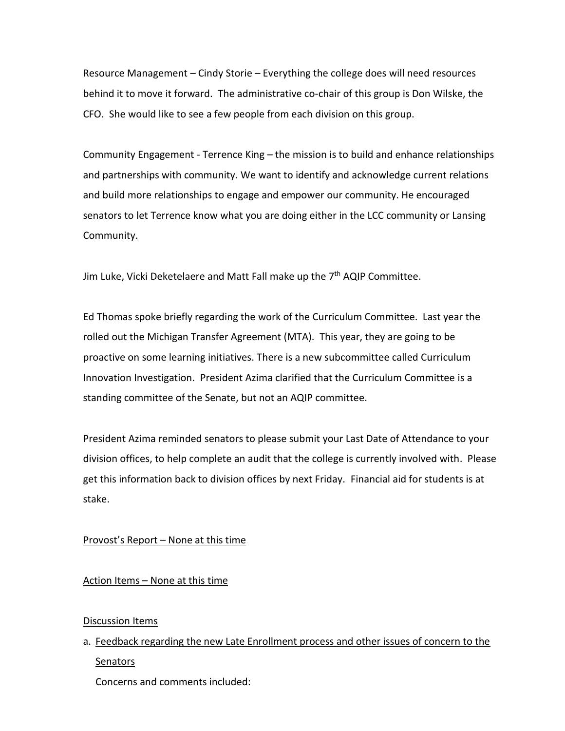Resource Management – Cindy Storie – Everything the college does will need resources behind it to move it forward. The administrative co-chair of this group is Don Wilske, the CFO. She would like to see a few people from each division on this group.

Community Engagement - Terrence King – the mission is to build and enhance relationships and partnerships with community. We want to identify and acknowledge current relations and build more relationships to engage and empower our community. He encouraged senators to let Terrence know what you are doing either in the LCC community or Lansing Community.

Jim Luke, Vicki Deketelaere and Matt Fall make up the 7th AQIP Committee.

Ed Thomas spoke briefly regarding the work of the Curriculum Committee. Last year the rolled out the Michigan Transfer Agreement (MTA). This year, they are going to be proactive on some learning initiatives. There is a new subcommittee called Curriculum Innovation Investigation. President Azima clarified that the Curriculum Committee is a standing committee of the Senate, but not an AQIP committee.

President Azima reminded senators to please submit your Last Date of Attendance to your division offices, to help complete an audit that the college is currently involved with. Please get this information back to division offices by next Friday. Financial aid for students is at stake.

<u>Provost's Report – None at this time</u>

<u>Action Items – None at this time</u>

<u>Discussion Items</u>

a. <u>Feedback regarding the new Late Enrollment process and other issues of concern to the Senators</u>

   Concerns and comments included: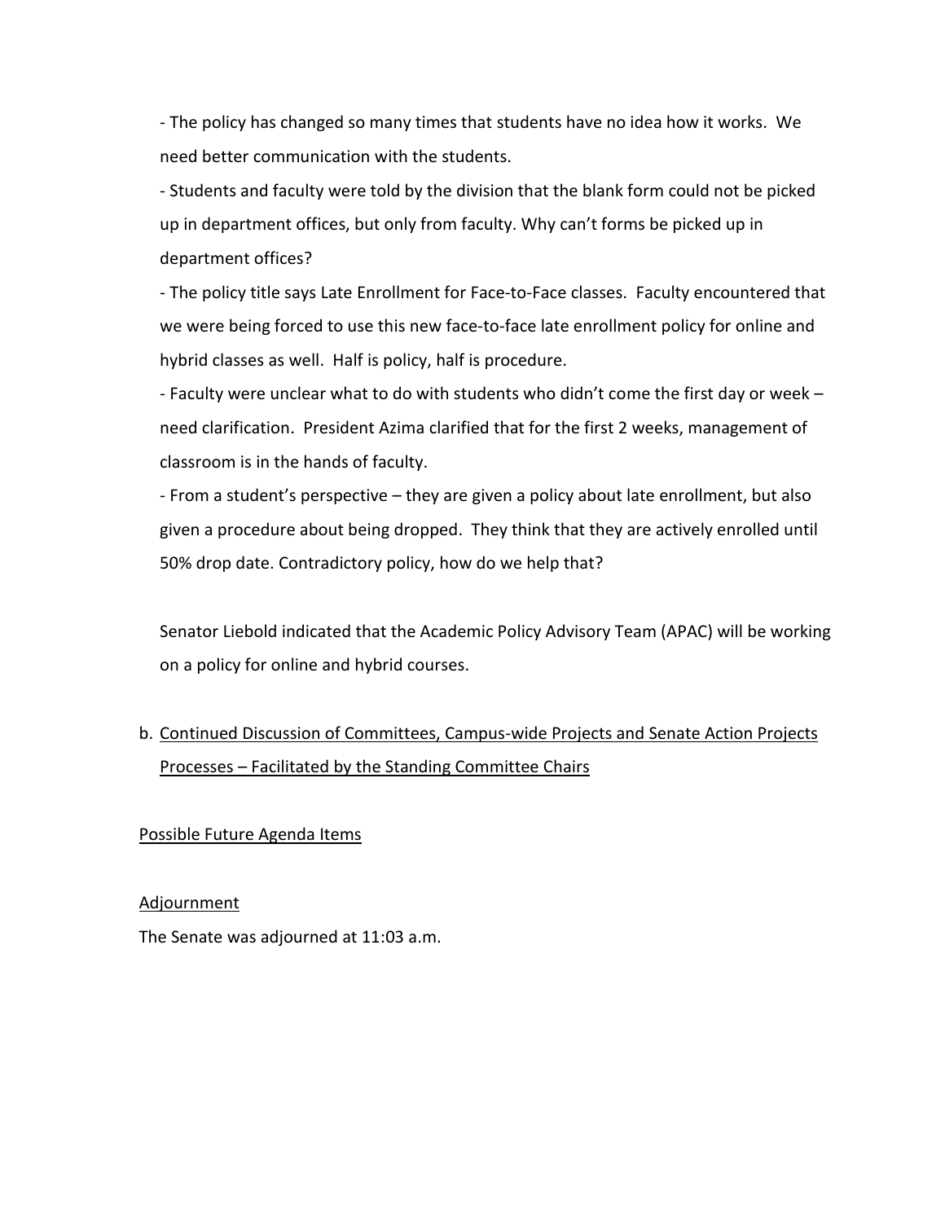- The policy has changed so many times that students have no idea how it works. We need better communication with the students.
- Students and faculty were told by the division that the blank form could not be picked up in department offices, but only from faculty. Why can't forms be picked up in department offices?
- The policy title says Late Enrollment for Face-to-Face classes. Faculty encountered that we were being forced to use this new face-to-face late enrollment policy for online and hybrid classes as well. Half is policy, half is procedure.
- Faculty were unclear what to do with students who didn't come the first day or week – need clarification. President Azima clarified that for the first 2 weeks, management of classroom is in the hands of faculty.
- From a student's perspective – they are given a policy about late enrollment, but also given a procedure about being dropped. They think that they are actively enrolled until 50% drop date. Contradictory policy, how do we help that?

Senator Liebold indicated that the Academic Policy Advisory Team (APAC) will be working on a policy for online and hybrid courses.

b. Continued Discussion of Committees, Campus-wide Projects and Senate Action Projects Processes – Facilitated by the Standing Committee Chairs

Possible Future Agenda Items

Adjournment

The Senate was adjourned at 11:03 a.m.